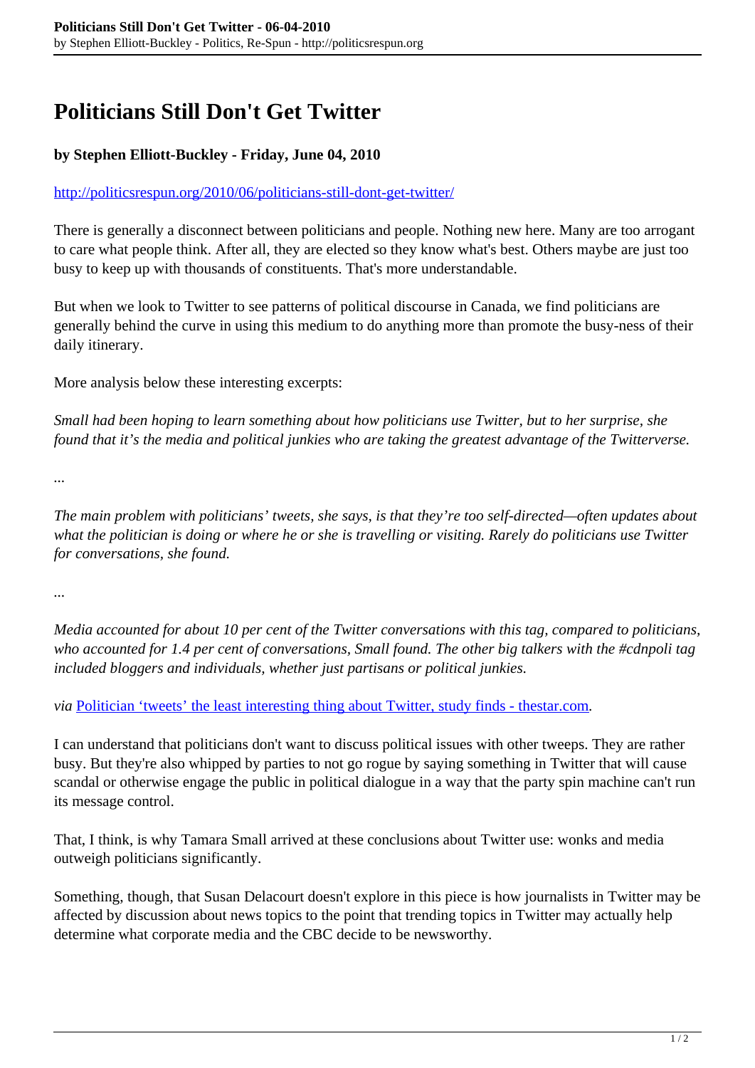# Politicians Still Don't Get Twitter

**by Stephen Elliott-Buckley - Friday, June 04, 2010**

[http://politicsrespun.org/2010/06/politicians-still-dont-get-twitter/](http://politicsrespun.org/2010/06/politicians-still-dont-get-twitter/)

There is generally a disconnect between politicians and people. Nothing new here. Many are too arrogant to care what people think. After all, they are elected so they know what's best. Others maybe are just too busy to keep up with thousands of constituents. That's more understandable.

But when we look to Twitter to see patterns of political discourse in Canada, we find politicians are generally behind the curve in using this medium to do anything more than promote the busy-ness of their daily itinerary.

More analysis below these interesting excerpts:

*Small had been hoping to learn something about how politicians use Twitter, but to her surprise, she found that it's the media and political junkies who are taking the greatest advantage of the Twitterverse.*

...

*The main problem with politicians' tweets, she says, is that they're too self-directed—often updates about what the politician is doing or where he or she is travelling or visiting. Rarely do politicians use Twitter for conversations, she found.*

...

*Media accounted for about 10 per cent of the Twitter conversations with this tag, compared to politicians, who accounted for 1.4 per cent of conversations, Small found. The other big talkers with the #cdnpoli tag included bloggers and individuals, whether just partisans or political junkies.*

*via* [Politician 'tweets' the least interesting thing about Twitter, study finds - thestar.com](Politician 'tweets' the least interesting thing about Twitter, study finds - thestar.com).

I can understand that politicians don't want to discuss political issues with other tweeps. They are rather busy. But they're also whipped by parties to not go rogue by saying something in Twitter that will cause scandal or otherwise engage the public in political dialogue in a way that the party spin machine can't run its message control.

That, I think, is why Tamara Small arrived at these conclusions about Twitter use: wonks and media outweigh politicians significantly.

Something, though, that Susan Delacourt doesn't explore in this piece is how journalists in Twitter may be affected by discussion about news topics to the point that trending topics in Twitter may actually help determine what corporate media and the CBC decide to be newsworthy.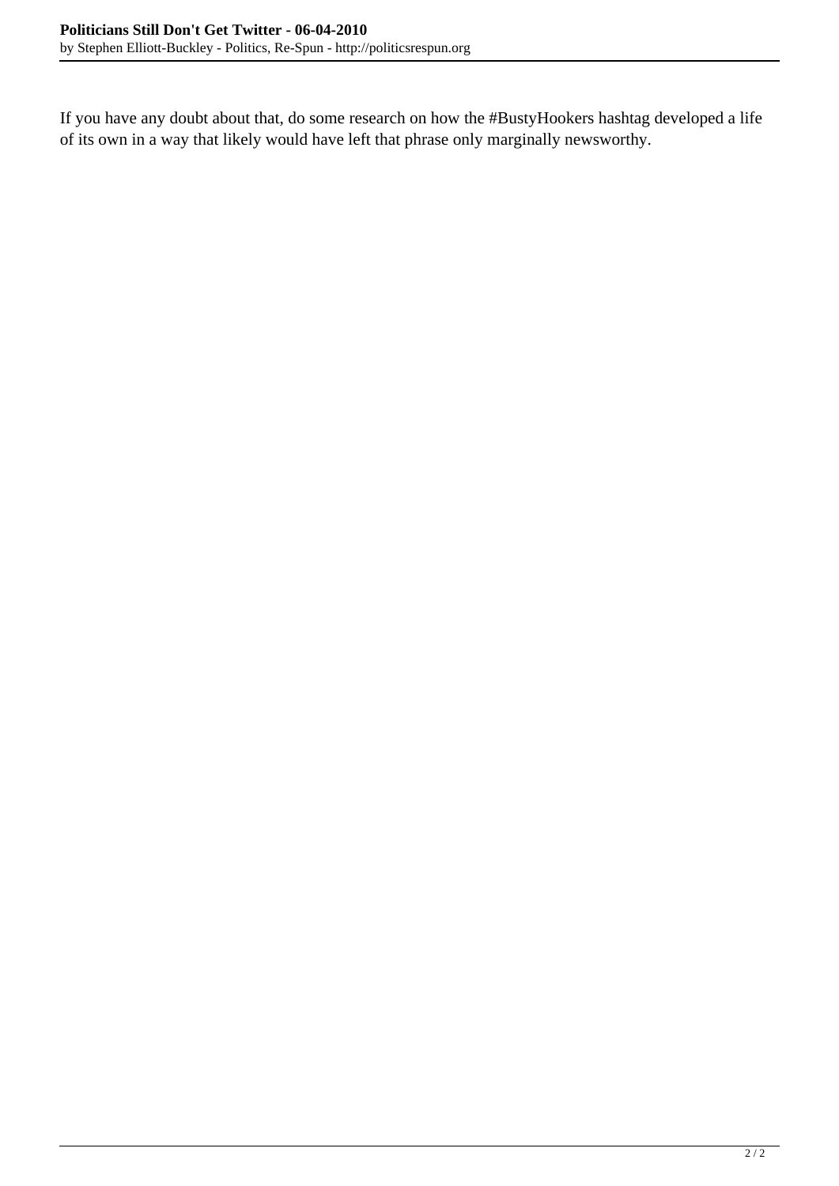If you have any doubt about that, do some research on how the #BustyHookers hashtag developed a life of its own in a way that likely would have left that phrase only marginally newsworthy.